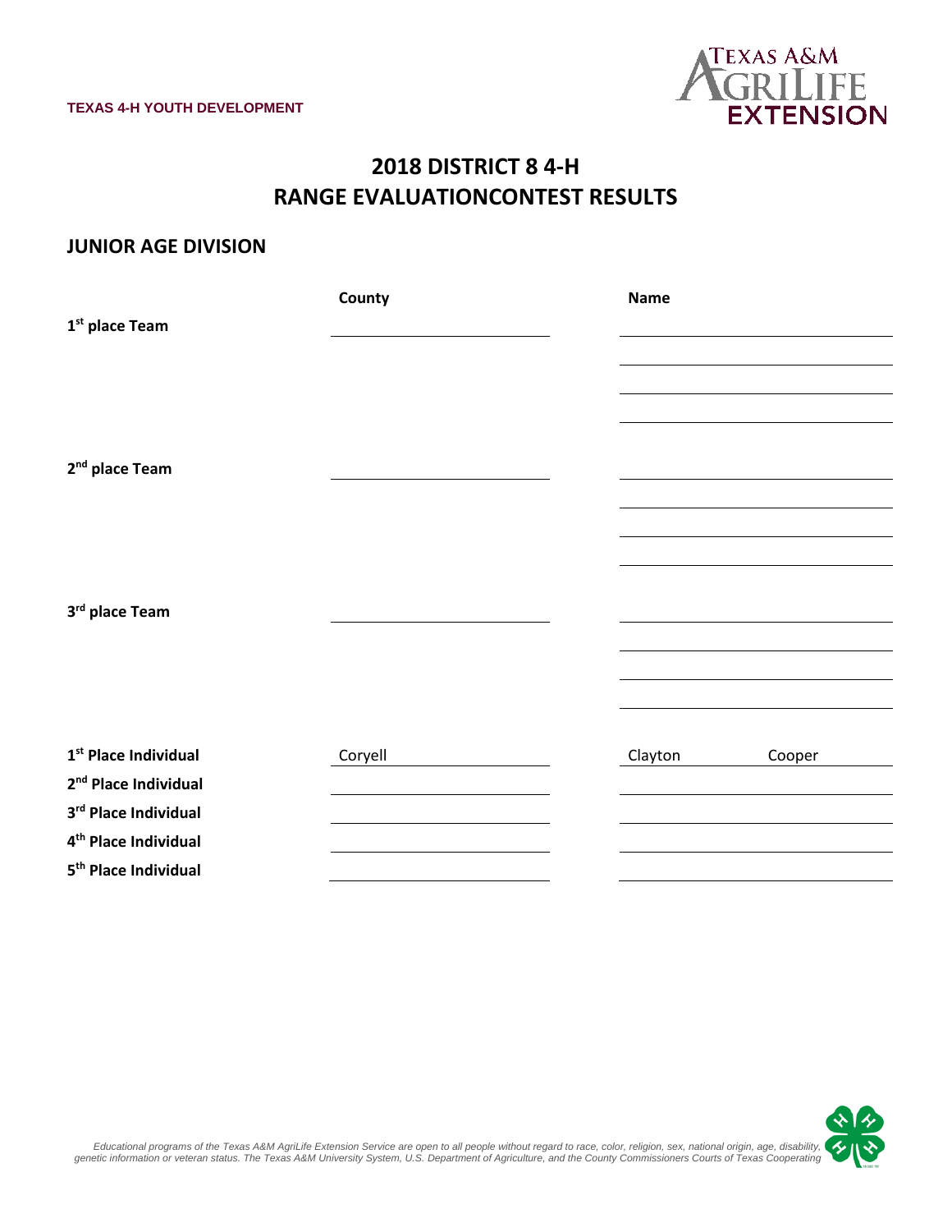TEXAS 4-H YOUTH DEVELOPMENT

# 2018 DISTRICT 8 4-H
# RANGE EVALUATIONCONTEST RESULTS

## JUNIOR AGE DIVISION

| | County | Name |
|---|---|---|
| 1st place Team | | |
| | | |
| | | |
| | | |
| 2nd place Team | | |
| | | |
| | | |
| | | |
| 3rd place Team | | |
| | | |
| | | |
| | | |
| 1st Place Individual | Coryell | Clayton Cooper |
| 2nd Place Individual | | |
| 3rd Place Individual | | |
| 4th Place Individual | | |
| 5th Place Individual | | |

*Educational programs of the Texas A&M AgriLife Extension Service are open to all people without regard to race, color, religion, sex, national origin, age, disability, genetic information or veteran status. The Texas A&M University System, U.S. Department of Agriculture, and the County Commissioners Courts of Texas Cooperating*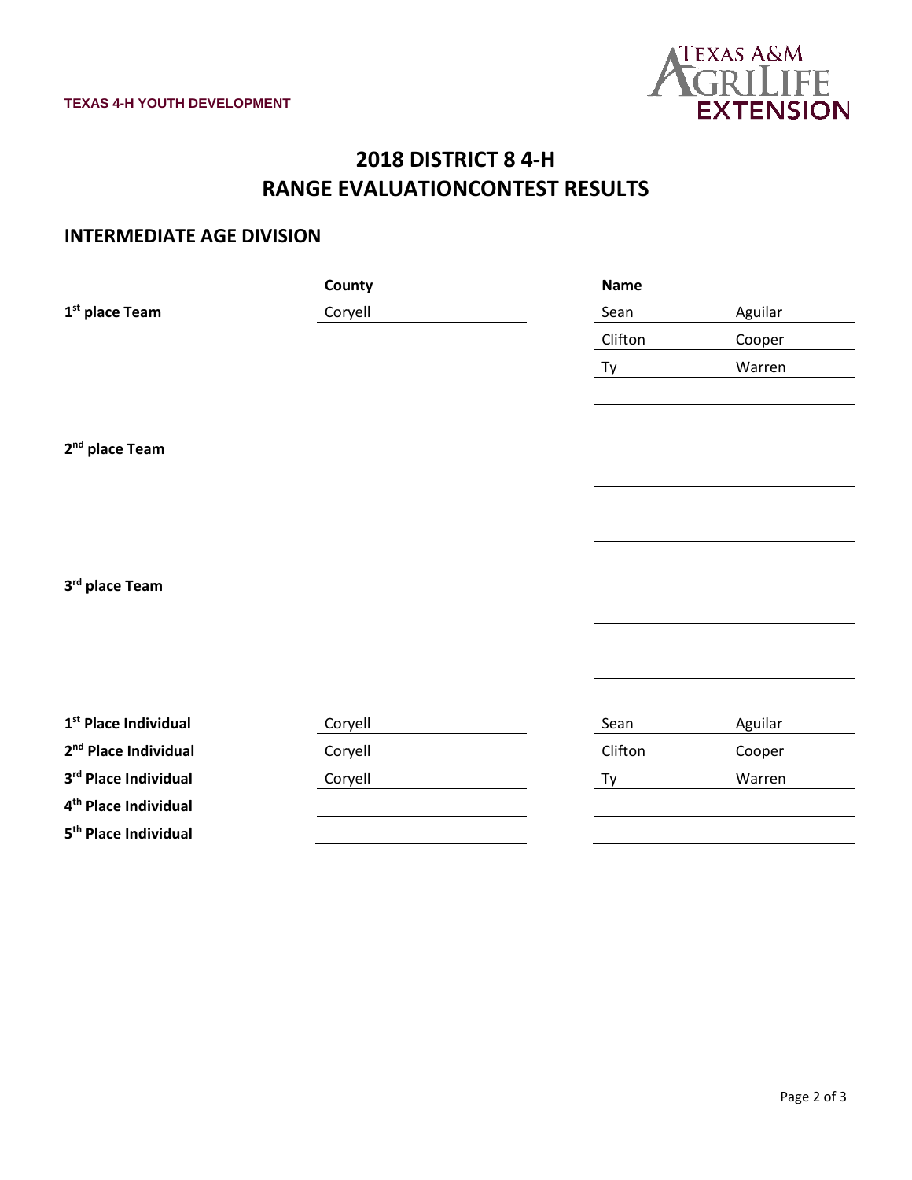TEXAS 4-H YOUTH DEVELOPMENT

# 2018 DISTRICT 8 4-H
# RANGE EVALUATIONCONTEST RESULTS

## INTERMEDIATE AGE DIVISION

| | County | Name | |
|---|---|---|---|
| **1st place Team** | Coryell | Sean | Aguilar |
| | | Clifton | Cooper |
| | | Ty | Warren |
| | | | |
| **2nd place Team** | | | |
| | | | |
| | | | |
| | | | |
| **3rd place Team** | | | |
| | | | |
| | | | |
| | | | |
| **1st Place Individual** | Coryell | Sean | Aguilar |
| **2nd Place Individual** | Coryell | Clifton | Cooper |
| **3rd Place Individual** | Coryell | Ty | Warren |
| **4th Place Individual** | | | |
| **5th Place Individual** | | | |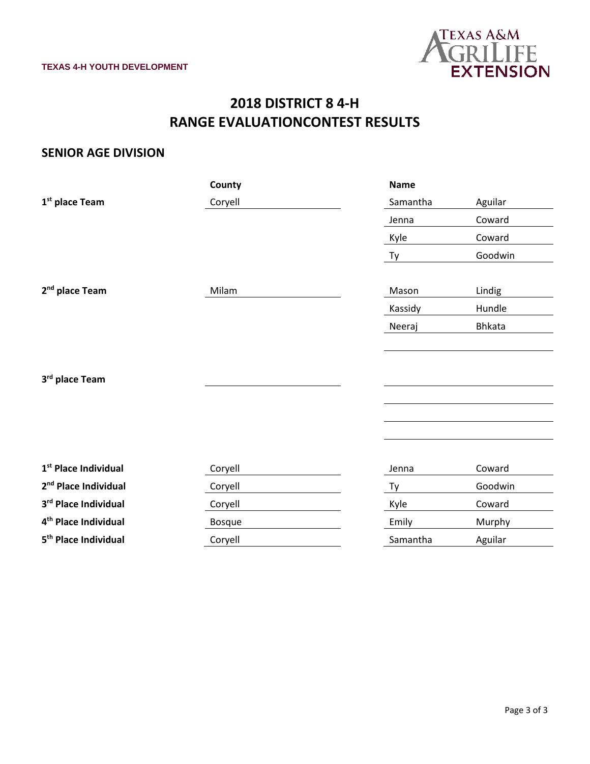TEXAS 4-H YOUTH DEVELOPMENT

# 2018 DISTRICT 8 4-H
# RANGE EVALUATIONCONTEST RESULTS

## SENIOR AGE DIVISION

| | County | Name | |
|---|---|---|---|
| **1st place Team** | Coryell | Samantha | Aguilar |
| | | Jenna | Coward |
| | | Kyle | Coward |
| | | Ty | Goodwin |
| **2nd place Team** | Milam | Mason | Lindig |
| | | Kassidy | Hundle |
| | | Neeraj | Bhkata |
| | | | |
| **3rd place Team** | | | |
| | | | |
| | | | |
| | | | |
| **1st Place Individual** | Coryell | Jenna | Coward |
| **2nd Place Individual** | Coryell | Ty | Goodwin |
| **3rd Place Individual** | Coryell | Kyle | Coward |
| **4th Place Individual** | Bosque | Emily | Murphy |
| **5th Place Individual** | Coryell | Samantha | Aguilar |